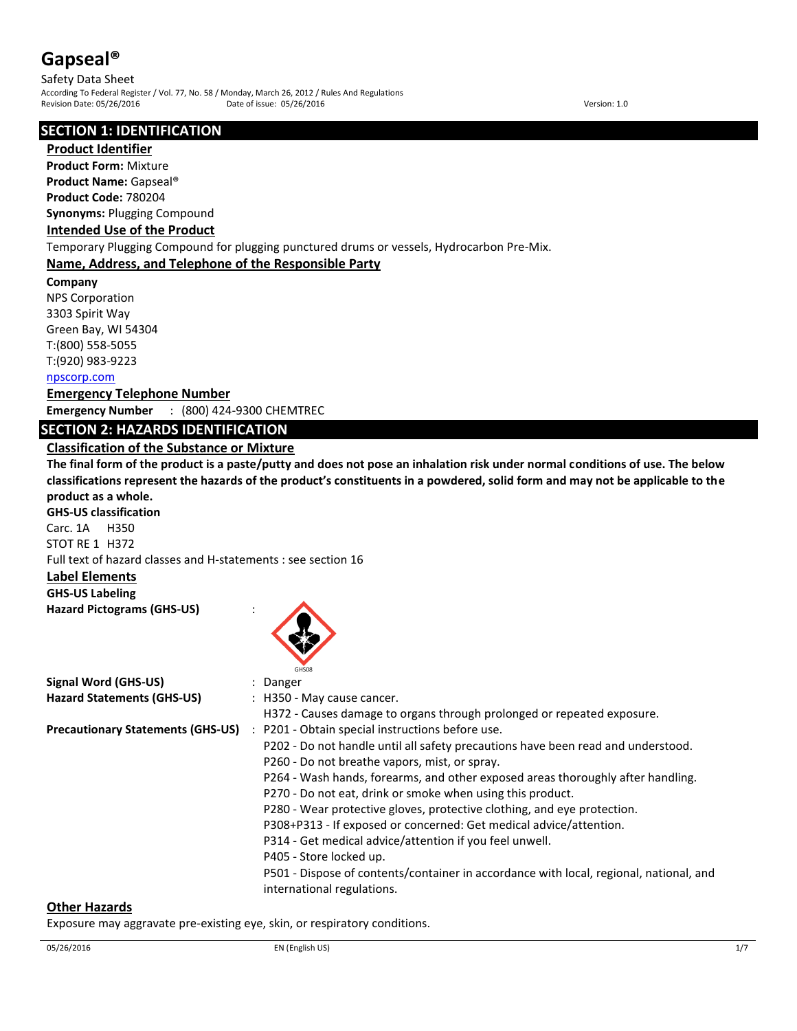# Gapseal®

Safety Data Sheet

According To Federal Register / Vol. 77, No. 58 / Monday, March 26, 2012 / Rules And Regulations

Revision Date: 05/26/2016 Date of issue: 05/26/2016 Version: 1.0

## SECTION 1: IDENTIFICATION

### Product Identifier

**Product Form:** Mixture

**Product Name:** Gapseal®

**Product Code:** 780204

**Synonyms:** Plugging Compound

### Intended Use of the Product

Temporary Plugging Compound for plugging punctured drums or vessels, Hydrocarbon Pre-Mix.

### Name, Address, and Telephone of the Responsible Party

**Company**

NPS Corporation
3303 Spirit Way
Green Bay, WI 54304
T:(800) 558-5055
T:(920) 983-9223
npscorp.com

### Emergency Telephone Number

**Emergency Number** : (800) 424-9300 CHEMTREC

## SECTION 2: HAZARDS IDENTIFICATION

### Classification of the Substance or Mixture

**The final form of the product is a paste/putty and does not pose an inhalation risk under normal conditions of use. The below classifications represent the hazards of the product's constituents in a powdered, solid form and may not be applicable to the product as a whole.**

**GHS-US classification**

Carc. 1A H350

STOT RE 1 H372

Full text of hazard classes and H-statements : see section 16

### Label Elements

**GHS-US Labeling**

**Hazard Pictograms (GHS-US)** :

GHS08

**Signal Word (GHS-US)** : Danger

**Hazard Statements (GHS-US)** : H350 - May cause cancer.

H372 - Causes damage to organs through prolonged or repeated exposure.

**Precautionary Statements (GHS-US)** : P201 - Obtain special instructions before use.

P202 - Do not handle until all safety precautions have been read and understood.

P260 - Do not breathe vapors, mist, or spray.

P264 - Wash hands, forearms, and other exposed areas thoroughly after handling.

P270 - Do not eat, drink or smoke when using this product.

P280 - Wear protective gloves, protective clothing, and eye protection.

P308+P313 - If exposed or concerned: Get medical advice/attention.

P314 - Get medical advice/attention if you feel unwell.

P405 - Store locked up.

P501 - Dispose of contents/container in accordance with local, regional, national, and international regulations.

### Other Hazards

Exposure may aggravate pre-existing eye, skin, or respiratory conditions.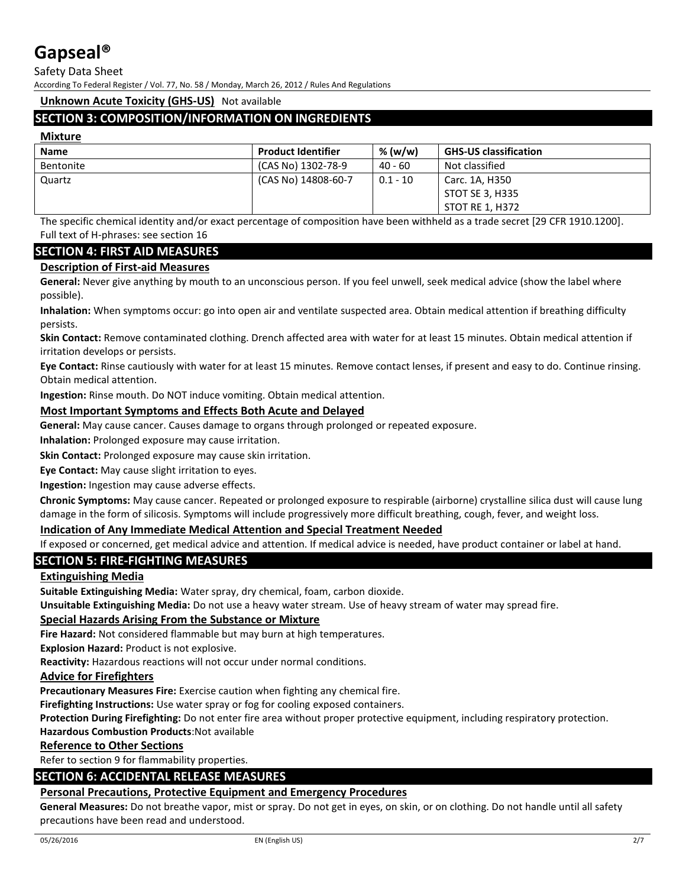**Unknown Acute Toxicity (GHS-US)** Not available

## SECTION 3: COMPOSITION/INFORMATION ON INGREDIENTS

**Mixture**

| Name | Product Identifier | % (w/w) | GHS-US classification |
|---|---|---|---|
| Bentonite | (CAS No) 1302-78-9 | 40 - 60 | Not classified |
| Quartz | (CAS No) 14808-60-7 | 0.1 - 10 | Carc. 1A, H350<br>STOT SE 3, H335<br>STOT RE 1, H372 |

The specific chemical identity and/or exact percentage of composition have been withheld as a trade secret [29 CFR 1910.1200].
Full text of H-phrases: see section 16

## SECTION 4: FIRST AID MEASURES

### Description of First-aid Measures

**General:** Never give anything by mouth to an unconscious person. If you feel unwell, seek medical advice (show the label where possible).

**Inhalation:** When symptoms occur: go into open air and ventilate suspected area. Obtain medical attention if breathing difficulty persists.

**Skin Contact:** Remove contaminated clothing. Drench affected area with water for at least 15 minutes. Obtain medical attention if irritation develops or persists.

**Eye Contact:** Rinse cautiously with water for at least 15 minutes. Remove contact lenses, if present and easy to do. Continue rinsing. Obtain medical attention.

**Ingestion:** Rinse mouth. Do NOT induce vomiting. Obtain medical attention.

### Most Important Symptoms and Effects Both Acute and Delayed

**General:** May cause cancer. Causes damage to organs through prolonged or repeated exposure.

**Inhalation:** Prolonged exposure may cause irritation.

**Skin Contact:** Prolonged exposure may cause skin irritation.

**Eye Contact:** May cause slight irritation to eyes.

**Ingestion:** Ingestion may cause adverse effects.

**Chronic Symptoms:** May cause cancer. Repeated or prolonged exposure to respirable (airborne) crystalline silica dust will cause lung damage in the form of silicosis. Symptoms will include progressively more difficult breathing, cough, fever, and weight loss.

### Indication of Any Immediate Medical Attention and Special Treatment Needed

If exposed or concerned, get medical advice and attention. If medical advice is needed, have product container or label at hand.

## SECTION 5: FIRE-FIGHTING MEASURES

### Extinguishing Media

**Suitable Extinguishing Media:** Water spray, dry chemical, foam, carbon dioxide.

**Unsuitable Extinguishing Media:** Do not use a heavy water stream. Use of heavy stream of water may spread fire.

### Special Hazards Arising From the Substance or Mixture

**Fire Hazard:** Not considered flammable but may burn at high temperatures.

**Explosion Hazard:** Product is not explosive.

**Reactivity:** Hazardous reactions will not occur under normal conditions.

### Advice for Firefighters

**Precautionary Measures Fire:** Exercise caution when fighting any chemical fire.

**Firefighting Instructions:** Use water spray or fog for cooling exposed containers.

**Protection During Firefighting:** Do not enter fire area without proper protective equipment, including respiratory protection.

**Hazardous Combustion Products**:Not available

### Reference to Other Sections

Refer to section 9 for flammability properties.

## SECTION 6: ACCIDENTAL RELEASE MEASURES

### Personal Precautions, Protective Equipment and Emergency Procedures

**General Measures:** Do not breathe vapor, mist or spray. Do not get in eyes, on skin, or on clothing. Do not handle until all safety precautions have been read and understood.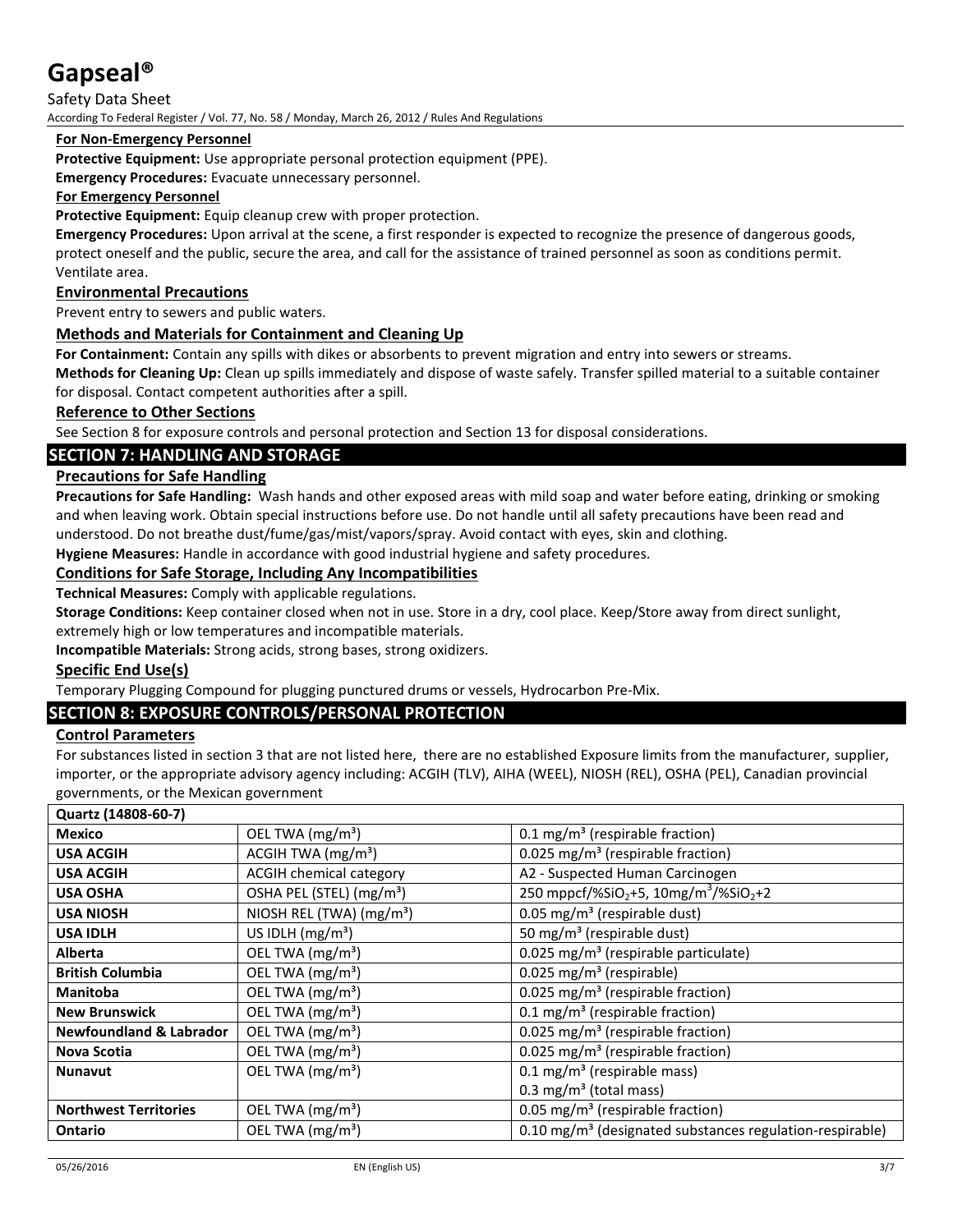**For Non-Emergency Personnel**

**Protective Equipment:** Use appropriate personal protection equipment (PPE).

**Emergency Procedures:** Evacuate unnecessary personnel.

**For Emergency Personnel**

**Protective Equipment:** Equip cleanup crew with proper protection.

**Emergency Procedures:** Upon arrival at the scene, a first responder is expected to recognize the presence of dangerous goods, protect oneself and the public, secure the area, and call for the assistance of trained personnel as soon as conditions permit. Ventilate area.

### Environmental Precautions

Prevent entry to sewers and public waters.

### Methods and Materials for Containment and Cleaning Up

**For Containment:** Contain any spills with dikes or absorbents to prevent migration and entry into sewers or streams.

**Methods for Cleaning Up:** Clean up spills immediately and dispose of waste safely. Transfer spilled material to a suitable container for disposal. Contact competent authorities after a spill.

### Reference to Other Sections

See Section 8 for exposure controls and personal protection and Section 13 for disposal considerations.

## SECTION 7: HANDLING AND STORAGE

### Precautions for Safe Handling

**Precautions for Safe Handling:** Wash hands and other exposed areas with mild soap and water before eating, drinking or smoking and when leaving work. Obtain special instructions before use. Do not handle until all safety precautions have been read and understood. Do not breathe dust/fume/gas/mist/vapors/spray. Avoid contact with eyes, skin and clothing.

**Hygiene Measures:** Handle in accordance with good industrial hygiene and safety procedures.

### Conditions for Safe Storage, Including Any Incompatibilities

**Technical Measures:** Comply with applicable regulations.

**Storage Conditions:** Keep container closed when not in use. Store in a dry, cool place. Keep/Store away from direct sunlight, extremely high or low temperatures and incompatible materials.

**Incompatible Materials:** Strong acids, strong bases, strong oxidizers.

### Specific End Use(s)

Temporary Plugging Compound for plugging punctured drums or vessels, Hydrocarbon Pre-Mix.

## SECTION 8: EXPOSURE CONTROLS/PERSONAL PROTECTION

### Control Parameters

For substances listed in section 3 that are not listed here, there are no established Exposure limits from the manufacturer, supplier, importer, or the appropriate advisory agency including: ACGIH (TLV), AIHA (WEEL), NIOSH (REL), OSHA (PEL), Canadian provincial governments, or the Mexican government

| Quartz (14808-60-7) | | |
|---|---|---|
| **Mexico** | OEL TWA (mg/m³) | 0.1 mg/m³ (respirable fraction) |
| **USA ACGIH** | ACGIH TWA (mg/m³) | 0.025 mg/m³ (respirable fraction) |
| **USA ACGIH** | ACGIH chemical category | A2 - Suspected Human Carcinogen |
| **USA OSHA** | OSHA PEL (STEL) (mg/m³) | 250 mppcf/%$SiO_2$+5, 10mg/m³/%$SiO_2$+2 |
| **USA NIOSH** | NIOSH REL (TWA) (mg/m³) | 0.05 mg/m³ (respirable dust) |
| **USA IDLH** | US IDLH (mg/m³) | 50 mg/m³ (respirable dust) |
| **Alberta** | OEL TWA (mg/m³) | 0.025 mg/m³ (respirable particulate) |
| **British Columbia** | OEL TWA (mg/m³) | 0.025 mg/m³ (respirable) |
| **Manitoba** | OEL TWA (mg/m³) | 0.025 mg/m³ (respirable fraction) |
| **New Brunswick** | OEL TWA (mg/m³) | 0.1 mg/m³ (respirable fraction) |
| **Newfoundland & Labrador** | OEL TWA (mg/m³) | 0.025 mg/m³ (respirable fraction) |
| **Nova Scotia** | OEL TWA (mg/m³) | 0.025 mg/m³ (respirable fraction) |
| **Nunavut** | OEL TWA (mg/m³) | 0.1 mg/m³ (respirable mass)<br>0.3 mg/m³ (total mass) |
| **Northwest Territories** | OEL TWA (mg/m³) | 0.05 mg/m³ (respirable fraction) |
| **Ontario** | OEL TWA (mg/m³) | 0.10 mg/m³ (designated substances regulation-respirable) |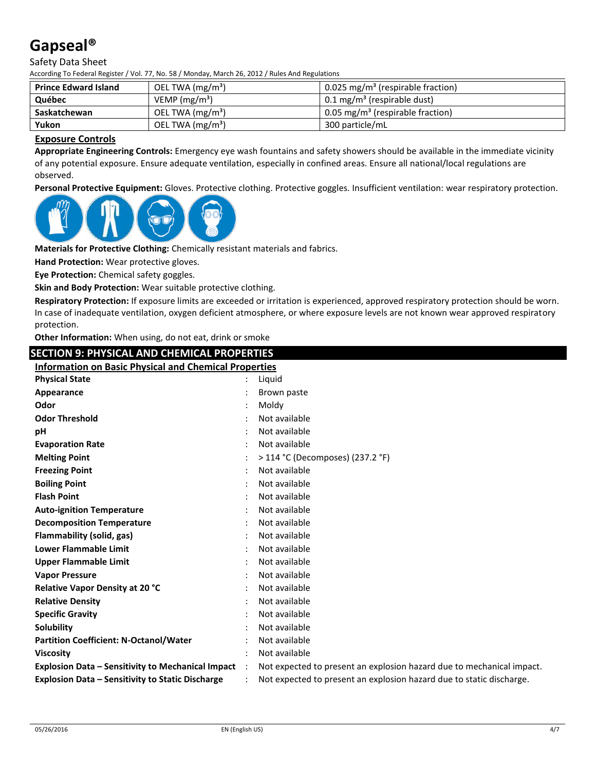| Prince Edward Island | OEL TWA (mg/m³) | 0.025 mg/m³ (respirable fraction) |
|---|---|---|
| Québec | VEMP (mg/m³) | 0.1 mg/m³ (respirable dust) |
| Saskatchewan | OEL TWA (mg/m³) | 0.05 mg/m³ (respirable fraction) |
| Yukon | OEL TWA (mg/m³) | 300 particle/mL |

### Exposure Controls

**Appropriate Engineering Controls:** Emergency eye wash fountains and safety showers should be available in the immediate vicinity of any potential exposure. Ensure adequate ventilation, especially in confined areas. Ensure all national/local regulations are observed.

**Personal Protective Equipment:** Gloves. Protective clothing. Protective goggles. Insufficient ventilation: wear respiratory protection.

**Materials for Protective Clothing:** Chemically resistant materials and fabrics.

**Hand Protection:** Wear protective gloves.

**Eye Protection:** Chemical safety goggles.

**Skin and Body Protection:** Wear suitable protective clothing.

**Respiratory Protection:** If exposure limits are exceeded or irritation is experienced, approved respiratory protection should be worn. In case of inadequate ventilation, oxygen deficient atmosphere, or where exposure levels are not known wear approved respiratory protection.

**Other Information:** When using, do not eat, drink or smoke

## SECTION 9: PHYSICAL AND CHEMICAL PROPERTIES

### Information on Basic Physical and Chemical Properties

| | | |
|---|---|---|
| **Physical State** | : | Liquid |
| **Appearance** | : | Brown paste |
| **Odor** | : | Moldy |
| **Odor Threshold** | : | Not available |
| **pH** | : | Not available |
| **Evaporation Rate** | : | Not available |
| **Melting Point** | : | > 114 °C (Decomposes) (237.2 °F) |
| **Freezing Point** | : | Not available |
| **Boiling Point** | : | Not available |
| **Flash Point** | : | Not available |
| **Auto-ignition Temperature** | : | Not available |
| **Decomposition Temperature** | : | Not available |
| **Flammability (solid, gas)** | : | Not available |
| **Lower Flammable Limit** | : | Not available |
| **Upper Flammable Limit** | : | Not available |
| **Vapor Pressure** | : | Not available |
| **Relative Vapor Density at 20 °C** | : | Not available |
| **Relative Density** | : | Not available |
| **Specific Gravity** | : | Not available |
| **Solubility** | : | Not available |
| **Partition Coefficient: N-Octanol/Water** | : | Not available |
| **Viscosity** | : | Not available |
| **Explosion Data – Sensitivity to Mechanical Impact** | : | Not expected to present an explosion hazard due to mechanical impact. |
| **Explosion Data – Sensitivity to Static Discharge** | : | Not expected to present an explosion hazard due to static discharge. |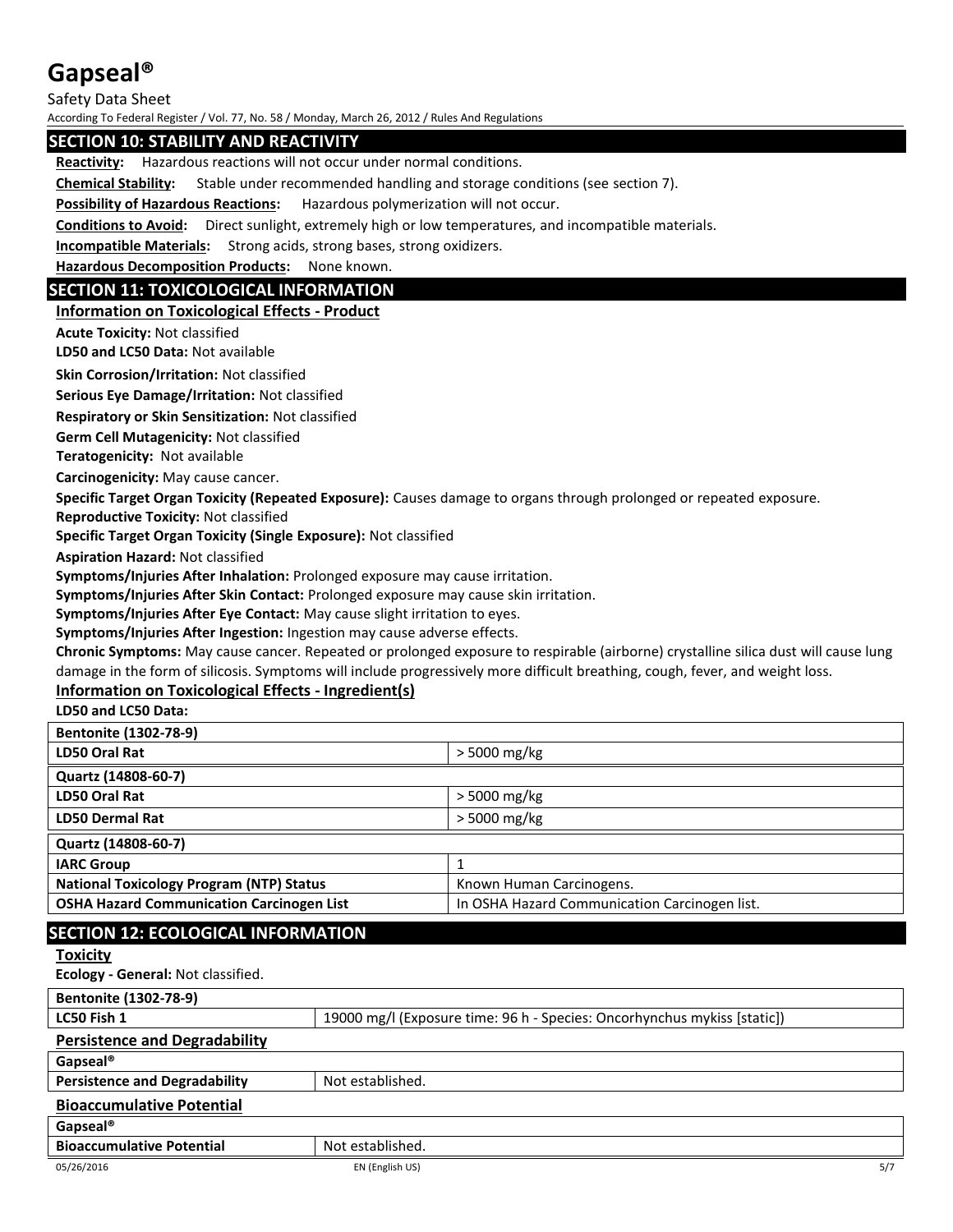## SECTION 10: STABILITY AND REACTIVITY

**Reactivity:** Hazardous reactions will not occur under normal conditions.

**Chemical Stability:** Stable under recommended handling and storage conditions (see section 7).

**Possibility of Hazardous Reactions:** Hazardous polymerization will not occur.

**Conditions to Avoid:** Direct sunlight, extremely high or low temperatures, and incompatible materials.

**Incompatible Materials:** Strong acids, strong bases, strong oxidizers.

**Hazardous Decomposition Products:** None known.

## SECTION 11: TOXICOLOGICAL INFORMATION

### Information on Toxicological Effects - Product

**Acute Toxicity:** Not classified

**LD50 and LC50 Data:** Not available

**Skin Corrosion/Irritation:** Not classified

**Serious Eye Damage/Irritation:** Not classified

**Respiratory or Skin Sensitization:** Not classified

**Germ Cell Mutagenicity:** Not classified

**Teratogenicity:** Not available

**Carcinogenicity:** May cause cancer.

**Specific Target Organ Toxicity (Repeated Exposure):** Causes damage to organs through prolonged or repeated exposure.

**Reproductive Toxicity:** Not classified

**Specific Target Organ Toxicity (Single Exposure):** Not classified

**Aspiration Hazard:** Not classified

**Symptoms/Injuries After Inhalation:** Prolonged exposure may cause irritation.

**Symptoms/Injuries After Skin Contact:** Prolonged exposure may cause skin irritation.

**Symptoms/Injuries After Eye Contact:** May cause slight irritation to eyes.

**Symptoms/Injuries After Ingestion:** Ingestion may cause adverse effects.

**Chronic Symptoms:** May cause cancer. Repeated or prolonged exposure to respirable (airborne) crystalline silica dust will cause lung damage in the form of silicosis. Symptoms will include progressively more difficult breathing, cough, fever, and weight loss.

### Information on Toxicological Effects - Ingredient(s)

**LD50 and LC50 Data:**

| Bentonite (1302-78-9) | |
|---|---|
| **LD50 Oral Rat** | > 5000 mg/kg |
| **Quartz (14808-60-7)** | |
| **LD50 Oral Rat** | > 5000 mg/kg |
| **LD50 Dermal Rat** | > 5000 mg/kg |

| Quartz (14808-60-7) | |
|---|---|
| **IARC Group** | 1 |
| **National Toxicology Program (NTP) Status** | Known Human Carcinogens. |
| **OSHA Hazard Communication Carcinogen List** | In OSHA Hazard Communication Carcinogen list. |

## SECTION 12: ECOLOGICAL INFORMATION

### Toxicity

**Ecology - General:** Not classified.

| Bentonite (1302-78-9) | |
|---|---|
| **LC50 Fish 1** | 19000 mg/l (Exposure time: 96 h - Species: Oncorhynchus mykiss [static]) |

### Persistence and Degradability

| Gapseal® | |
|---|---|
| **Persistence and Degradability** | Not established. |

### Bioaccumulative Potential

| Gapseal® | |
|---|---|
| **Bioaccumulative Potential** | Not established. |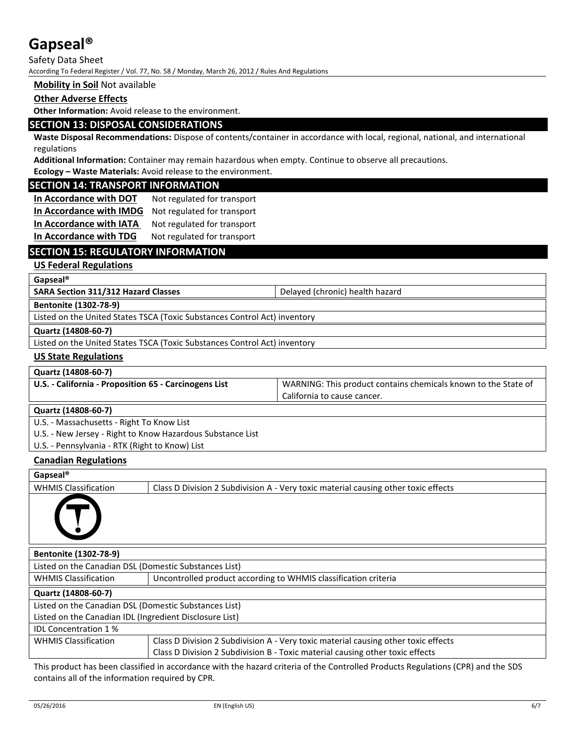**Mobility in Soil** Not available

**Other Adverse Effects**

**Other Information:** Avoid release to the environment.

## SECTION 13: DISPOSAL CONSIDERATIONS

**Waste Disposal Recommendations:** Dispose of contents/container in accordance with local, regional, national, and international regulations

**Additional Information:** Container may remain hazardous when empty. Continue to observe all precautions.

**Ecology – Waste Materials:** Avoid release to the environment.

## SECTION 14: TRANSPORT INFORMATION

**In Accordance with DOT** Not regulated for transport

**In Accordance with IMDG** Not regulated for transport

**In Accordance with IATA** Not regulated for transport

**In Accordance with TDG** Not regulated for transport

## SECTION 15: REGULATORY INFORMATION

### US Federal Regulations

| **Gapseal®** | |
|---|---|
| **SARA Section 311/312 Hazard Classes** | Delayed (chronic) health hazard |

| **Bentonite (1302-78-9)** |
|---|
| Listed on the United States TSCA (Toxic Substances Control Act) inventory |

| **Quartz (14808-60-7)** |
|---|
| Listed on the United States TSCA (Toxic Substances Control Act) inventory |

### US State Regulations

| **Quartz (14808-60-7)** | |
|---|---|
| **U.S. - California - Proposition 65 - Carcinogens List** | WARNING: This product contains chemicals known to the State of California to cause cancer. |

| **Quartz (14808-60-7)** |
|---|
| U.S. - Massachusetts - Right To Know List |
| U.S. - New Jersey - Right to Know Hazardous Substance List |
| U.S. - Pennsylvania - RTK (Right to Know) List |

### Canadian Regulations

| **Gapseal®** | |
|---|---|
| WHMIS Classification | Class D Division 2 Subdivision A - Very toxic material causing other toxic effects |

| **Bentonite (1302-78-9)** | |
|---|---|
| Listed on the Canadian DSL (Domestic Substances List) | |
| WHMIS Classification | Uncontrolled product according to WHMIS classification criteria |

| **Quartz (14808-60-7)** | |
|---|---|
| Listed on the Canadian DSL (Domestic Substances List) | |
| Listed on the Canadian IDL (Ingredient Disclosure List) | |
| IDL Concentration 1 % | |
| WHMIS Classification | Class D Division 2 Subdivision A - Very toxic material causing other toxic effects<br>Class D Division 2 Subdivision B - Toxic material causing other toxic effects |

This product has been classified in accordance with the hazard criteria of the Controlled Products Regulations (CPR) and the SDS contains all of the information required by CPR.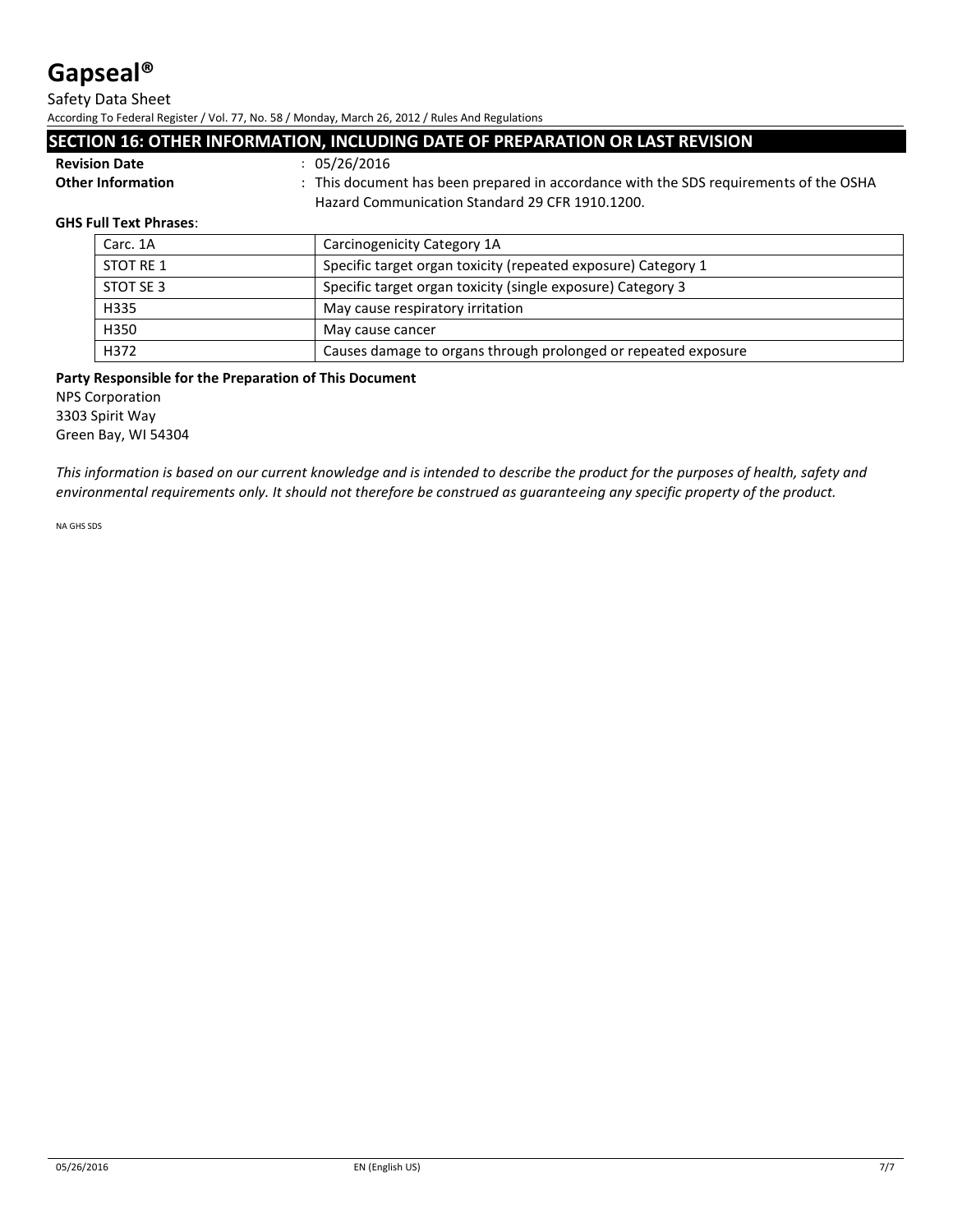## SECTION 16: OTHER INFORMATION, INCLUDING DATE OF PREPARATION OR LAST REVISION

**Revision Date** : 05/26/2016

**Other Information** : This document has been prepared in accordance with the SDS requirements of the OSHA Hazard Communication Standard 29 CFR 1910.1200.

**GHS Full Text Phrases**:

| | |
|---|---|
| Carc. 1A | Carcinogenicity Category 1A |
| STOT RE 1 | Specific target organ toxicity (repeated exposure) Category 1 |
| STOT SE 3 | Specific target organ toxicity (single exposure) Category 3 |
| H335 | May cause respiratory irritation |
| H350 | May cause cancer |
| H372 | Causes damage to organs through prolonged or repeated exposure |

**Party Responsible for the Preparation of This Document**

NPS Corporation
3303 Spirit Way
Green Bay, WI 54304

*This information is based on our current knowledge and is intended to describe the product for the purposes of health, safety and environmental requirements only. It should not therefore be construed as guaranteeing any specific property of the product.*

NA GHS SDS